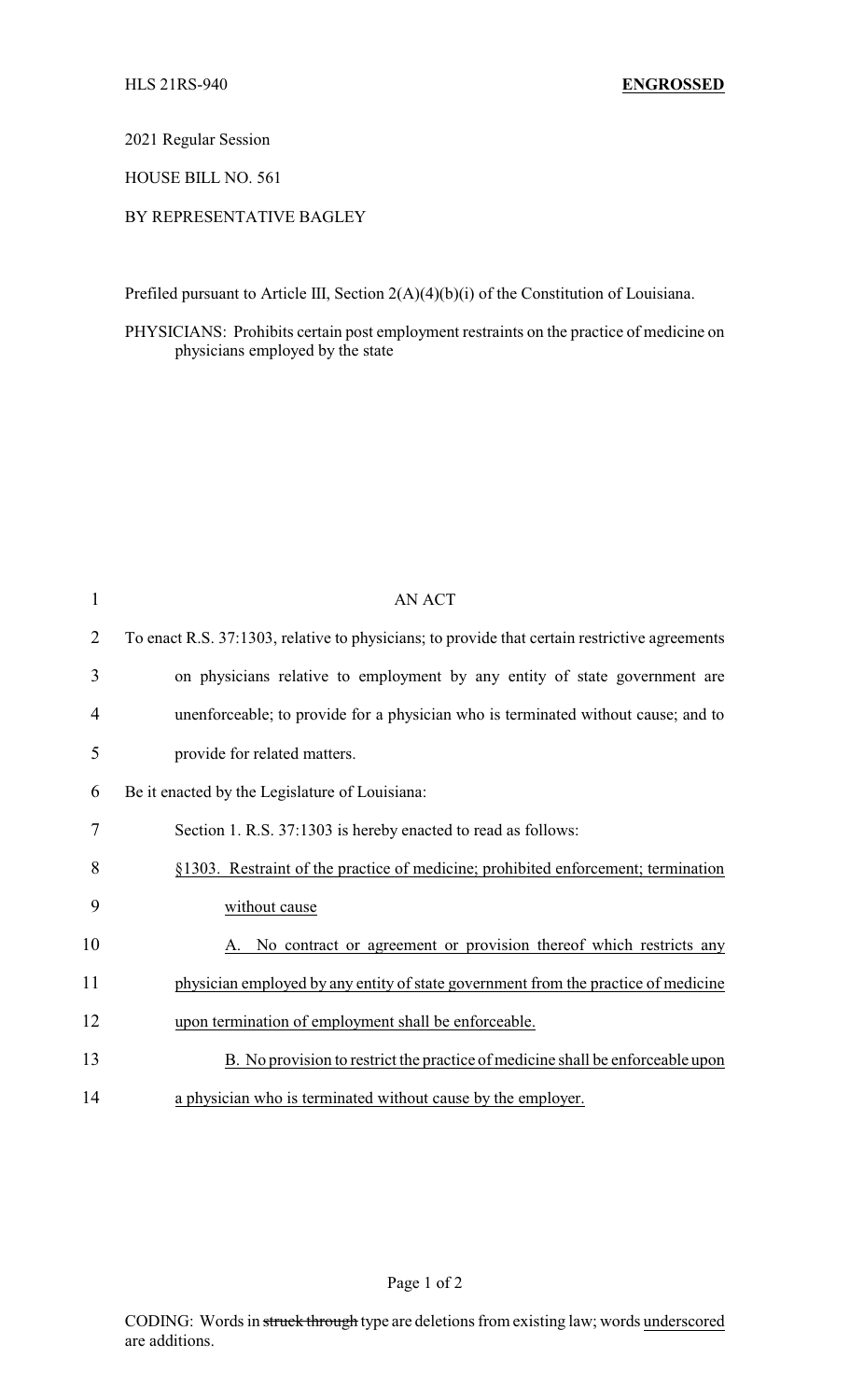HLS 21RS-940 **ENGROSSED**

2021 Regular Session

HOUSE BILL NO. 561

BY REPRESENTATIVE BAGLEY

Prefiled pursuant to Article III, Section 2(A)(4)(b)(i) of the Constitution of Louisiana.

PHYSICIANS: Prohibits certain post employment restraints on the practice of medicine on physicians employed by the state

AN ACT

To enact R.S. 37:1303, relative to physicians; to provide that certain restrictive agreements on physicians relative to employment by any entity of state government are unenforceable; to provide for a physician who is terminated without cause; and to provide for related matters.

Be it enacted by the Legislature of Louisiana:

Section 1. R.S. 37:1303 is hereby enacted to read as follows:

<u>§1303. Restraint of the practice of medicine; prohibited enforcement; termination without cause</u>

<u>A. No contract or agreement or provision thereof which restricts any physician employed by any entity of state government from the practice of medicine upon termination of employment shall be enforceable.</u>

<u>B. No provision to restrict the practice of medicine shall be enforceable upon a physician who is terminated without cause by the employer.</u>

CODING: Words in ~~struck through~~ type are deletions from existing law; words <u>underscored</u> are additions.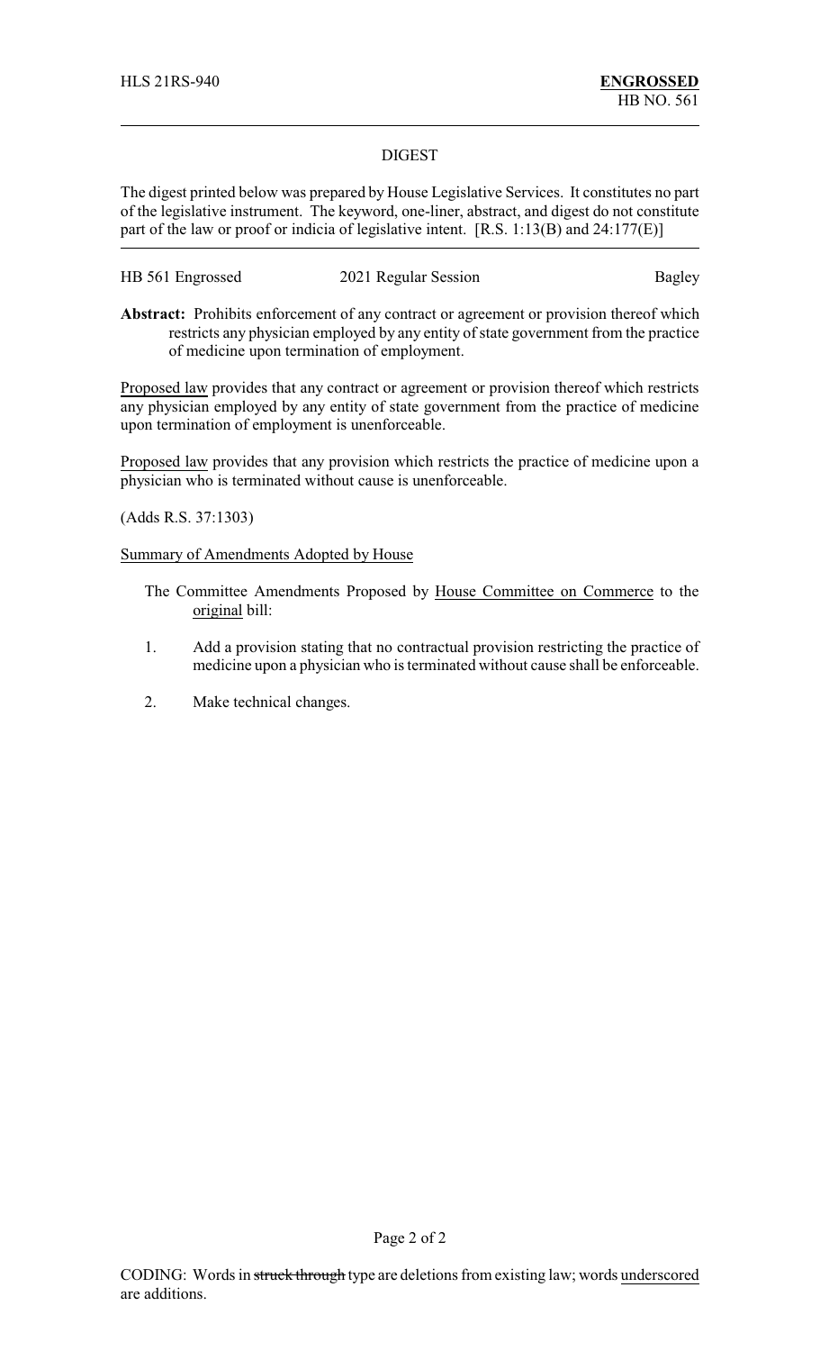HLS 21RS-940 **ENGROSSED**
HB NO. 561

DIGEST

The digest printed below was prepared by House Legislative Services. It constitutes no part of the legislative instrument. The keyword, one-liner, abstract, and digest do not constitute part of the law or proof or indicia of legislative intent. [R.S. 1:13(B) and 24:177(E)]

HB 561 Engrossed 2021 Regular Session Bagley

**Abstract:** Prohibits enforcement of any contract or agreement or provision thereof which restricts any physician employed by any entity of state government from the practice of medicine upon termination of employment.

Proposed law provides that any contract or agreement or provision thereof which restricts any physician employed by any entity of state government from the practice of medicine upon termination of employment is unenforceable.

Proposed law provides that any provision which restricts the practice of medicine upon a physician who is terminated without cause is unenforceable.

(Adds R.S. 37:1303)

Summary of Amendments Adopted by House

The Committee Amendments Proposed by House Committee on Commerce to the original bill:

1. Add a provision stating that no contractual provision restricting the practice of medicine upon a physician who is terminated without cause shall be enforceable.
2. Make technical changes.

CODING: Words in ~~struck through~~ type are deletions from existing law; words underscored are additions.